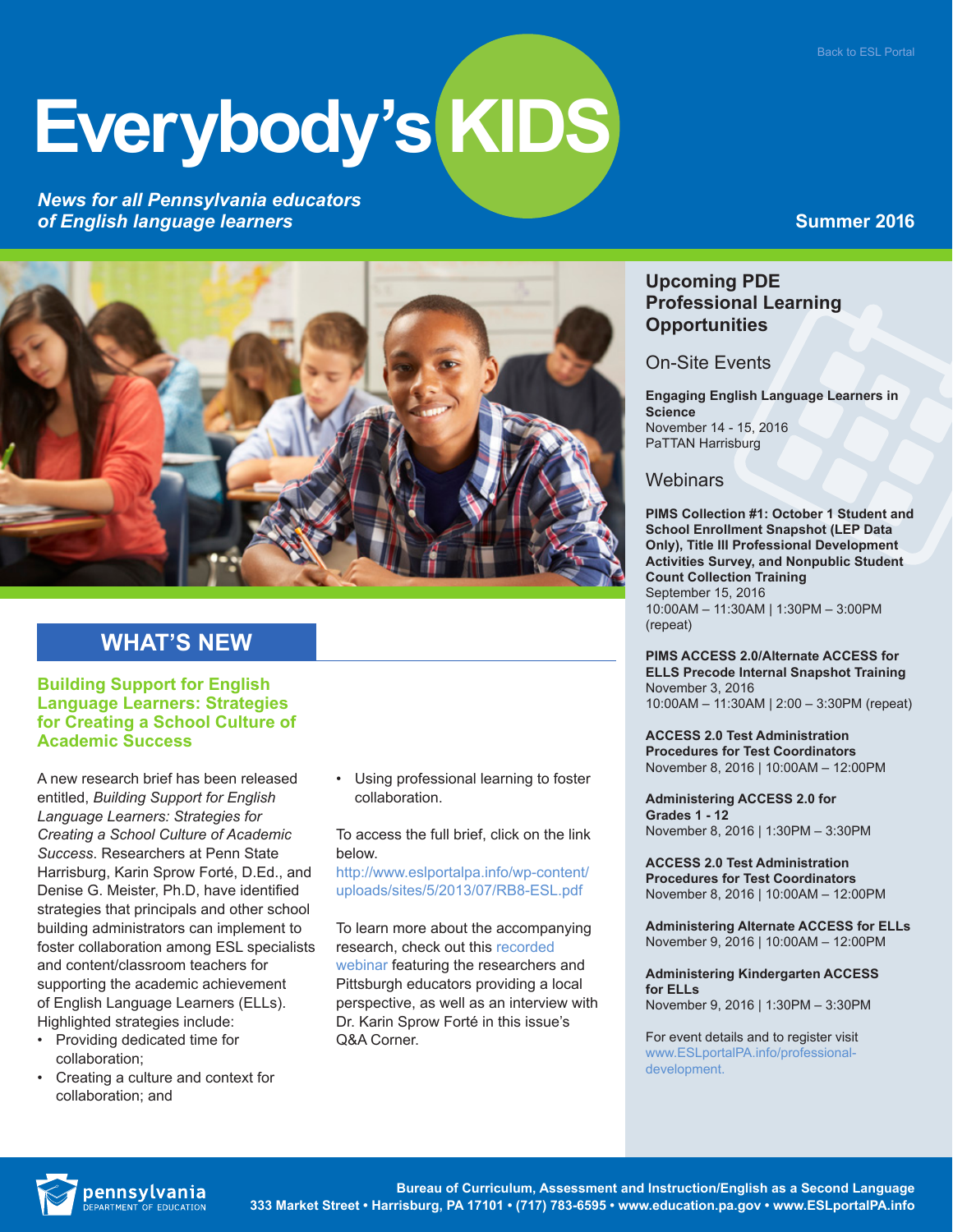Back to ESL Portal

# Everybody's KIDS

***News for all Pennsylvania educators of English language learners***

**Summer 2016**

## WHAT'S NEW

### Building Support for English Language Learners: Strategies for Creating a School Culture of Academic Success

A new research brief has been released entitled, *Building Support for English Language Learners: Strategies for Creating a School Culture of Academic Success*. Researchers at Penn State Harrisburg, Karin Sprow Forté, D.Ed., and Denise G. Meister, Ph.D, have identified strategies that principals and other school building administrators can implement to foster collaboration among ESL specialists and content/classroom teachers for supporting the academic achievement of English Language Learners (ELLs). Highlighted strategies include:

- Providing dedicated time for collaboration;
- Creating a culture and context for collaboration; and
- Using professional learning to foster collaboration.

To access the full brief, click on the link below.
http://www.eslportalpa.info/wp-content/uploads/sites/5/2013/07/RB8-ESL.pdf

To learn more about the accompanying research, check out this recorded webinar featuring the researchers and Pittsburgh educators providing a local perspective, as well as an interview with Dr. Karin Sprow Forté in this issue's Q&A Corner.

## Upcoming PDE Professional Learning Opportunities

### On-Site Events

**Engaging English Language Learners in Science**
November 14 - 15, 2016
PaTTAN Harrisburg

### Webinars

**PIMS Collection #1: October 1 Student and School Enrollment Snapshot (LEP Data Only), Title III Professional Development Activities Survey, and Nonpublic Student Count Collection Training**
September 15, 2016
10:00AM – 11:30AM | 1:30PM – 3:00PM (repeat)

**PIMS ACCESS 2.0/Alternate ACCESS for ELLS Precode Internal Snapshot Training**
November 3, 2016
10:00AM – 11:30AM | 2:00 – 3:30PM (repeat)

**ACCESS 2.0 Test Administration Procedures for Test Coordinators**
November 8, 2016 | 10:00AM – 12:00PM

**Administering ACCESS 2.0 for Grades 1 - 12**
November 8, 2016 | 1:30PM – 3:30PM

**ACCESS 2.0 Test Administration Procedures for Test Coordinators**
November 8, 2016 | 10:00AM – 12:00PM

**Administering Alternate ACCESS for ELLs**
November 9, 2016 | 10:00AM – 12:00PM

**Administering Kindergarten ACCESS for ELLs**
November 9, 2016 | 1:30PM – 3:30PM

For event details and to register visit www.ESLportalPA.info/professional-development.

pennsylvania DEPARTMENT OF EDUCATION

Bureau of Curriculum, Assessment and Instruction/English as a Second Language
333 Market Street • Harrisburg, PA 17101 • (717) 783-6595 • www.education.pa.gov • www.ESLportalPA.info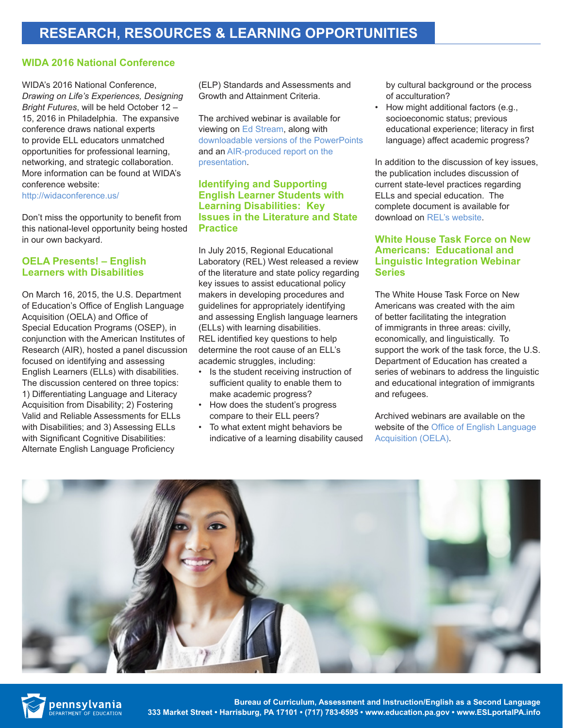# RESEARCH, RESOURCES & LEARNING OPPORTUNITIES

## WIDA 2016 National Conference

WIDA's 2016 National Conference, *Drawing on Life's Experiences, Designing Bright Futures*, will be held October 12 – 15, 2016 in Philadelphia. The expansive conference draws national experts to provide ELL educators unmatched opportunities for professional learning, networking, and strategic collaboration. More information can be found at WIDA's conference website: http://widaconference.us/

Don't miss the opportunity to benefit from this national-level opportunity being hosted in our own backyard.

## OELA Presents! – English Learners with Disabilities

On March 16, 2015, the U.S. Department of Education's Office of English Language Acquisition (OELA) and Office of Special Education Programs (OSEP), in conjunction with the American Institutes of Research (AIR), hosted a panel discussion focused on identifying and assessing English Learners (ELLs) with disabilities. The discussion centered on three topics: 1) Differentiating Language and Literacy Acquisition from Disability; 2) Fostering Valid and Reliable Assessments for ELLs with Disabilities; and 3) Assessing ELLs with Significant Cognitive Disabilities: Alternate English Language Proficiency (ELP) Standards and Assessments and Growth and Attainment Criteria.

The archived webinar is available for viewing on Ed Stream, along with downloadable versions of the PowerPoints and an AIR-produced report on the presentation.

## Identifying and Supporting English Learner Students with Learning Disabilities: Key Issues in the Literature and State Practice

In July 2015, Regional Educational Laboratory (REL) West released a review of the literature and state policy regarding key issues to assist educational policy makers in developing procedures and guidelines for appropriately identifying and assessing English language learners (ELLs) with learning disabilities. REL identified key questions to help determine the root cause of an ELL's academic struggles, including:

- Is the student receiving instruction of sufficient quality to enable them to make academic progress?
- How does the student's progress compare to their ELL peers?
- To what extent might behaviors be indicative of a learning disability caused by cultural background or the process of acculturation?
- How might additional factors (e.g., socioeconomic status; previous educational experience; literacy in first language) affect academic progress?

In addition to the discussion of key issues, the publication includes discussion of current state-level practices regarding ELLs and special education. The complete document is available for download on REL's website.

## White House Task Force on New Americans: Educational and Linguistic Integration Webinar Series

The White House Task Force on New Americans was created with the aim of better facilitating the integration of immigrants in three areas: civilly, economically, and linguistically. To support the work of the task force, the U.S. Department of Education has created a series of webinars to address the linguistic and educational integration of immigrants and refugees.

Archived webinars are available on the website of the Office of English Language Acquisition (OELA).

Bureau of Curriculum, Assessment and Instruction/English as a Second Language
333 Market Street • Harrisburg, PA 17101 • (717) 783-6595 • www.education.pa.gov • www.ESLportalPA.info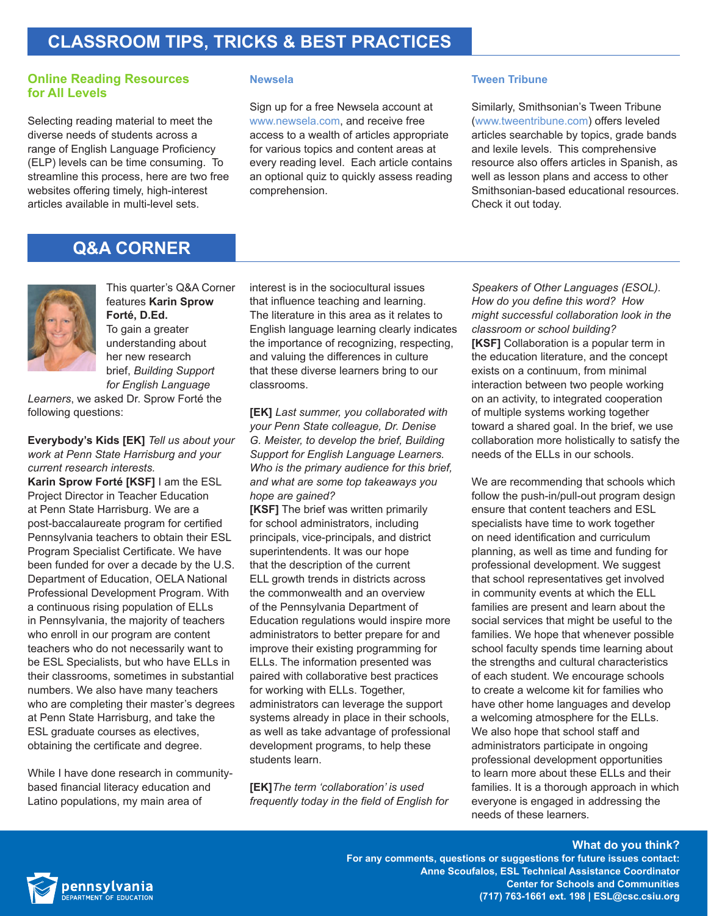# CLASSROOM TIPS, TRICKS & BEST PRACTICES

## Online Reading Resources for All Levels

Selecting reading material to meet the diverse needs of students across a range of English Language Proficiency (ELP) levels can be time consuming. To streamline this process, here are two free websites offering timely, high-interest articles available in multi-level sets.

### Newsela

Sign up for a free Newsela account at www.newsela.com, and receive free access to a wealth of articles appropriate for various topics and content areas at every reading level. Each article contains an optional quiz to quickly assess reading comprehension.

### Tween Tribune

Similarly, Smithsonian's Tween Tribune (www.tweentribune.com) offers leveled articles searchable by topics, grade bands and lexile levels. This comprehensive resource also offers articles in Spanish, as well as lesson plans and access to other Smithsonian-based educational resources. Check it out today.

# Q&A CORNER

This quarter's Q&A Corner features **Karin Sprow Forté, D.Ed.** To gain a greater understanding about her new research brief, *Building Support for English Language Learners*, we asked Dr. Sprow Forté the following questions:

**Everybody's Kids [EK]** *Tell us about your work at Penn State Harrisburg and your current research interests.*

**Karin Sprow Forté [KSF]** I am the ESL Project Director in Teacher Education at Penn State Harrisburg. We are a post-baccalaureate program for certified Pennsylvania teachers to obtain their ESL Program Specialist Certificate. We have been funded for over a decade by the U.S. Department of Education, OELA National Professional Development Program. With a continuous rising population of ELLs in Pennsylvania, the majority of teachers who enroll in our program are content teachers who do not necessarily want to be ESL Specialists, but who have ELLs in their classrooms, sometimes in substantial numbers. We also have many teachers who are completing their master's degrees at Penn State Harrisburg, and take the ESL graduate courses as electives, obtaining the certificate and degree.

While I have done research in community-based financial literacy education and Latino populations, my main area of interest is in the sociocultural issues that influence teaching and learning. The literature in this area as it relates to English language learning clearly indicates the importance of recognizing, respecting, and valuing the differences in culture that these diverse learners bring to our classrooms.

**[EK]** *Last summer, you collaborated with your Penn State colleague, Dr. Denise G. Meister, to develop the brief, Building Support for English Language Learners. Who is the primary audience for this brief, and what are some top takeaways you hope are gained?*

**[KSF]** The brief was written primarily for school administrators, including principals, vice-principals, and district superintendents. It was our hope that the description of the current ELL growth trends in districts across the commonwealth and an overview of the Pennsylvania Department of Education regulations would inspire more administrators to better prepare for and improve their existing programming for ELLs. The information presented was paired with collaborative best practices for working with ELLs. Together, administrators can leverage the support systems already in place in their schools, as well as take advantage of professional development programs, to help these students learn.

**[EK]** *The term 'collaboration' is used frequently today in the field of English for Speakers of Other Languages (ESOL). How do you define this word? How might successful collaboration look in the classroom or school building?*

**[KSF]** Collaboration is a popular term in the education literature, and the concept exists on a continuum, from minimal interaction between two people working on an activity, to integrated cooperation of multiple systems working together toward a shared goal. In the brief, we use collaboration more holistically to satisfy the needs of the ELLs in our schools.

We are recommending that schools which follow the push-in/pull-out program design ensure that content teachers and ESL specialists have time to work together on need identification and curriculum planning, as well as time and funding for professional development. We suggest that school representatives get involved in community events at which the ELL families are present and learn about the social services that might be useful to the families. We hope that whenever possible school faculty spends time learning about the strengths and cultural characteristics of each student. We encourage schools to create a welcome kit for families who have other home languages and develop a welcoming atmosphere for the ELLs. We also hope that school staff and administrators participate in ongoing professional development opportunities to learn more about these ELLs and their families. It is a thorough approach in which everyone is engaged in addressing the needs of these learners.

**What do you think?**

**For any comments, questions or suggestions for future issues contact:**
**Anne Scoufalos, ESL Technical Assistance Coordinator**
**Center for Schools and Communities**
**(717) 763-1661 ext. 198 | ESL@csc.csiu.org**

pennsylvania
DEPARTMENT OF EDUCATION